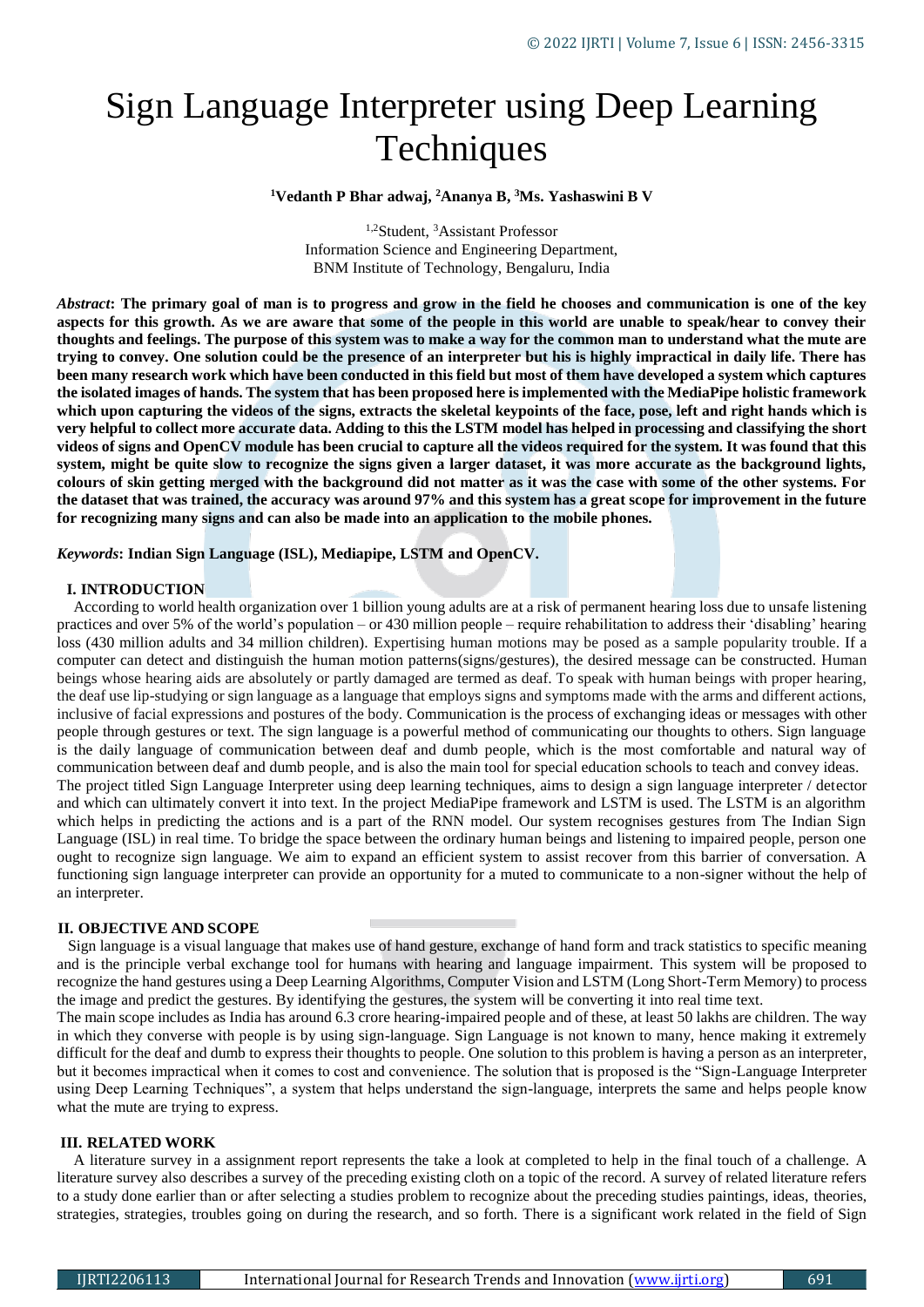# Sign Language Interpreter using Deep Learning Techniques

**[1]Vedanth P Bhar adwaj, [2]Ananya B, [3]Ms. Yashaswini B V**

[1,2]Student, [3]Assistant Professor
Information Science and Engineering Department,
BNM Institute of Technology, Bengaluru, India

***Abstract*: The primary goal of man is to progress and grow in the field he chooses and communication is one of the key aspects for this growth. As we are aware that some of the people in this world are unable to speak/hear to convey their thoughts and feelings. The purpose of this system was to make a way for the common man to understand what the mute are trying to convey. One solution could be the presence of an interpreter but his is highly impractical in daily life. There has been many research work which have been conducted in this field but most of them have developed a system which captures the isolated images of hands. The system that has been proposed here is implemented with the MediaPipe holistic framework which upon capturing the videos of the signs, extracts the skeletal keypoints of the face, pose, left and right hands which is very helpful to collect more accurate data. Adding to this the LSTM model has helped in processing and classifying the short videos of signs and OpenCV module has been crucial to capture all the videos required for the system. It was found that this system, might be quite slow to recognize the signs given a larger dataset, it was more accurate as the background lights, colours of skin getting merged with the background did not matter as it was the case with some of the other systems. For the dataset that was trained, the accuracy was around 97% and this system has a great scope for improvement in the future for recognizing many signs and can also be made into an application to the mobile phones.**

***Keywords*: Indian Sign Language (ISL), Mediapipe, LSTM and OpenCV.**

## I. INTRODUCTION

According to world health organization over 1 billion young adults are at a risk of permanent hearing loss due to unsafe listening practices and over 5% of the world's population – or 430 million people – require rehabilitation to address their 'disabling' hearing loss (430 million adults and 34 million children). Expertising human motions may be posed as a sample popularity trouble. If a computer can detect and distinguish the human motion patterns(signs/gestures), the desired message can be constructed. Human beings whose hearing aids are absolutely or partly damaged are termed as deaf. To speak with human beings with proper hearing, the deaf use lip-studying or sign language as a language that employs signs and symptoms made with the arms and different actions, inclusive of facial expressions and postures of the body. Communication is the process of exchanging ideas or messages with other people through gestures or text. The sign language is a powerful method of communicating our thoughts to others. Sign language is the daily language of communication between deaf and dumb people, which is the most comfortable and natural way of communication between deaf and dumb people, and is also the main tool for special education schools to teach and convey ideas.

The project titled Sign Language Interpreter using deep learning techniques, aims to design a sign language interpreter / detector and which can ultimately convert it into text. In the project MediaPipe framework and LSTM is used. The LSTM is an algorithm which helps in predicting the actions and is a part of the RNN model. Our system recognises gestures from The Indian Sign Language (ISL) in real time. To bridge the space between the ordinary human beings and listening to impaired people, person one ought to recognize sign language. We aim to expand an efficient system to assist recover from this barrier of conversation. A functioning sign language interpreter can provide an opportunity for a muted to communicate to a non-signer without the help of an interpreter.

## II. OBJECTIVE AND SCOPE

Sign language is a visual language that makes use of hand gesture, exchange of hand form and track statistics to specific meaning and is the principle verbal exchange tool for humans with hearing and language impairment. This system will be proposed to recognize the hand gestures using a Deep Learning Algorithms, Computer Vision and LSTM (Long Short-Term Memory) to process the image and predict the gestures. By identifying the gestures, the system will be converting it into real time text.

The main scope includes as India has around 6.3 crore hearing-impaired people and of these, at least 50 lakhs are children. The way in which they converse with people is by using sign-language. Sign Language is not known to many, hence making it extremely difficult for the deaf and dumb to express their thoughts to people. One solution to this problem is having a person as an interpreter, but it becomes impractical when it comes to cost and convenience. The solution that is proposed is the "Sign-Language Interpreter using Deep Learning Techniques", a system that helps understand the sign-language, interprets the same and helps people know what the mute are trying to express.

## III. RELATED WORK

A literature survey in a assignment report represents the take a look at completed to help in the final touch of a challenge. A literature survey also describes a survey of the preceding existing cloth on a topic of the record. A survey of related literature refers to a study done earlier than or after selecting a studies problem to recognize about the preceding studies paintings, ideas, theories, strategies, strategies, troubles going on during the research, and so forth. There is a significant work related in the field of Sign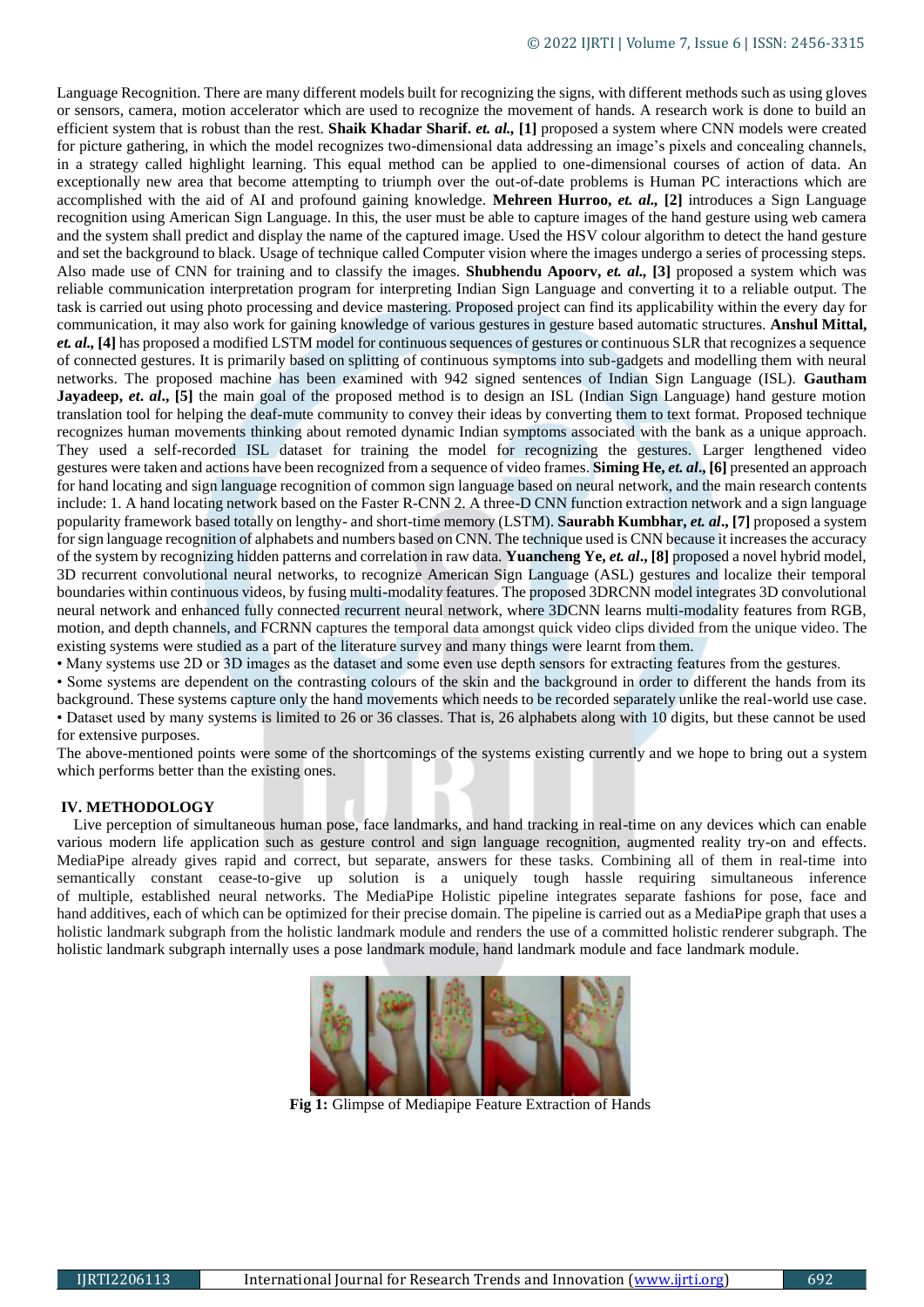Language Recognition. There are many different models built for recognizing the signs, with different methods such as using gloves or sensors, camera, motion accelerator which are used to recognize the movement of hands. A research work is done to build an efficient system that is robust than the rest. **Shaik Khadar Sharif.** ***et. al.,*** **[1]** proposed a system where CNN models were created for picture gathering, in which the model recognizes two-dimensional data addressing an image's pixels and concealing channels, in a strategy called highlight learning. This equal method can be applied to one-dimensional courses of action of data. An exceptionally new area that become attempting to triumph over the out-of-date problems is Human PC interactions which are accomplished with the aid of AI and profound gaining knowledge. **Mehreen Hurroo,** ***et. al.,*** **[2]** introduces a Sign Language recognition using American Sign Language. In this, the user must be able to capture images of the hand gesture using web camera and the system shall predict and display the name of the captured image. Used the HSV colour algorithm to detect the hand gesture and set the background to black. Usage of technique called Computer vision where the images undergo a series of processing steps. Also made use of CNN for training and to classify the images. **Shubhendu Apoorv,** ***et. al.,*** **[3]** proposed a system which was reliable communication interpretation program for interpreting Indian Sign Language and converting it to a reliable output. The task is carried out using photo processing and device mastering. Proposed project can find its applicability within the every day for communication, it may also work for gaining knowledge of various gestures in gesture based automatic structures. **Anshul Mittal,** ***et. al.,*** **[4]** has proposed a modified LSTM model for continuous sequences of gestures or continuous SLR that recognizes a sequence of connected gestures. It is primarily based on splitting of continuous symptoms into sub-gadgets and modelling them with neural networks. The proposed machine has been examined with 942 signed sentences of Indian Sign Language (ISL). **Gautham Jayadeep,** ***et. al.,*** **[5]** the main goal of the proposed method is to design an ISL (Indian Sign Language) hand gesture motion translation tool for helping the deaf-mute community to convey their ideas by converting them to text format. Proposed technique recognizes human movements thinking about remoted dynamic Indian symptoms associated with the bank as a unique approach. They used a self-recorded ISL dataset for training the model for recognizing the gestures. Larger lengthened video gestures were taken and actions have been recognized from a sequence of video frames. **Siming He,** ***et. al.,*** **[6]** presented an approach for hand locating and sign language recognition of common sign language based on neural network, and the main research contents include: 1. A hand locating network based on the Faster R-CNN 2. A three-D CNN function extraction network and a sign language popularity framework based totally on lengthy- and short-time memory (LSTM). **Saurabh Kumbhar,** ***et. al.,*** **[7]** proposed a system for sign language recognition of alphabets and numbers based on CNN. The technique used is CNN because it increases the accuracy of the system by recognizing hidden patterns and correlation in raw data. **Yuancheng Ye,** ***et. al.,*** **[8]** proposed a novel hybrid model, 3D recurrent convolutional neural networks, to recognize American Sign Language (ASL) gestures and localize their temporal boundaries within continuous videos, by fusing multi-modality features. The proposed 3DRCNN model integrates 3D convolutional neural network and enhanced fully connected recurrent neural network, where 3DCNN learns multi-modality features from RGB, motion, and depth channels, and FCRNN captures the temporal data amongst quick video clips divided from the unique video. The existing systems were studied as a part of the literature survey and many things were learnt from them.

- Many systems use 2D or 3D images as the dataset and some even use depth sensors for extracting features from the gestures.
- Some systems are dependent on the contrasting colours of the skin and the background in order to different the hands from its background. These systems capture only the hand movements which needs to be recorded separately unlike the real-world use case.
- Dataset used by many systems is limited to 26 or 36 classes. That is, 26 alphabets along with 10 digits, but these cannot be used for extensive purposes.

The above-mentioned points were some of the shortcomings of the systems existing currently and we hope to bring out a system which performs better than the existing ones.

## IV. METHODOLOGY

Live perception of simultaneous human pose, face landmarks, and hand tracking in real-time on any devices which can enable various modern life application such as gesture control and sign language recognition, augmented reality try-on and effects. MediaPipe already gives rapid and correct, but separate, answers for these tasks. Combining all of them in real-time into semantically constant cease-to-give up solution is a uniquely tough hassle requiring simultaneous inference of multiple, established neural networks. The MediaPipe Holistic pipeline integrates separate fashions for pose, face and hand additives, each of which can be optimized for their precise domain. The pipeline is carried out as a MediaPipe graph that uses a holistic landmark subgraph from the holistic landmark module and renders the use of a committed holistic renderer subgraph. The holistic landmark subgraph internally uses a pose landmark module, hand landmark module and face landmark module.

**Fig 1:** Glimpse of Mediapipe Feature Extraction of Hands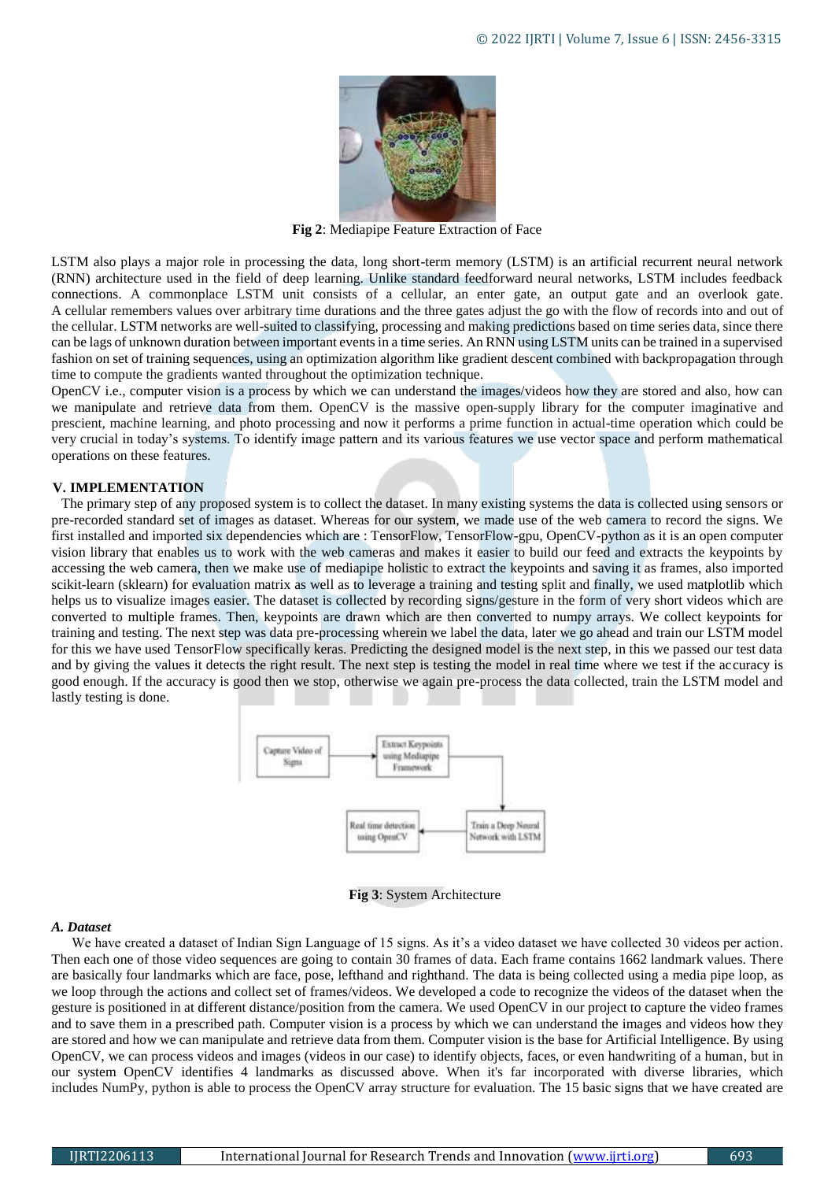**Fig 2**: Mediapipe Feature Extraction of Face

LSTM also plays a major role in processing the data, long short-term memory (LSTM) is an artificial recurrent neural network (RNN) architecture used in the field of deep learning. Unlike standard feedforward neural networks, LSTM includes feedback connections. A commonplace LSTM unit consists of a cellular, an enter gate, an output gate and an overlook gate. A cellular remembers values over arbitrary time durations and the three gates adjust the go with the flow of records into and out of the cellular. LSTM networks are well-suited to classifying, processing and making predictions based on time series data, since there can be lags of unknown duration between important events in a time series. An RNN using LSTM units can be trained in a supervised fashion on set of training sequences, using an optimization algorithm like gradient descent combined with backpropagation through time to compute the gradients wanted throughout the optimization technique.

OpenCV i.e., computer vision is a process by which we can understand the images/videos how they are stored and also, how can we manipulate and retrieve data from them. OpenCV is the massive open-supply library for the computer imaginative and prescient, machine learning, and photo processing and now it performs a prime function in actual-time operation which could be very crucial in today's systems. To identify image pattern and its various features we use vector space and perform mathematical operations on these features.

## V. IMPLEMENTATION

The primary step of any proposed system is to collect the dataset. In many existing systems the data is collected using sensors or pre-recorded standard set of images as dataset. Whereas for our system, we made use of the web camera to record the signs. We first installed and imported six dependencies which are : TensorFlow, TensorFlow-gpu, OpenCV-python as it is an open computer vision library that enables us to work with the web cameras and makes it easier to build our feed and extracts the keypoints by accessing the web camera, then we make use of mediapipe holistic to extract the keypoints and saving it as frames, also imported scikit-learn (sklearn) for evaluation matrix as well as to leverage a training and testing split and finally, we used matplotlib which helps us to visualize images easier. The dataset is collected by recording signs/gesture in the form of very short videos which are converted to multiple frames. Then, keypoints are drawn which are then converted to numpy arrays. We collect keypoints for training and testing. The next step was data pre-processing wherein we label the data, later we go ahead and train our LSTM model for this we have used TensorFlow specifically keras. Predicting the designed model is the next step, in this we passed our test data and by giving the values it detects the right result. The next step is testing the model in real time where we test if the accuracy is good enough. If the accuracy is good then we stop, otherwise we again pre-process the data collected, train the LSTM model and lastly testing is done.

Capture Video of Signs → Extract Keypoints using Mediapipe Framework → Train a Deep Neural Network with LSTM → Real time detection using OpenCV

**Fig 3**: System Architecture

### *A. Dataset*

We have created a dataset of Indian Sign Language of 15 signs. As it's a video dataset we have collected 30 videos per action. Then each one of those video sequences are going to contain 30 frames of data. Each frame contains 1662 landmark values. There are basically four landmarks which are face, pose, lefthand and righthand. The data is being collected using a media pipe loop, as we loop through the actions and collect set of frames/videos. We developed a code to recognize the videos of the dataset when the gesture is positioned in at different distance/position from the camera. We used OpenCV in our project to capture the video frames and to save them in a prescribed path. Computer vision is a process by which we can understand the images and videos how they are stored and how we can manipulate and retrieve data from them. Computer vision is the base for Artificial Intelligence. By using OpenCV, we can process videos and images (videos in our case) to identify objects, faces, or even handwriting of a human, but in our system OpenCV identifies 4 landmarks as discussed above. When it's far incorporated with diverse libraries, which includes NumPy, python is able to process the OpenCV array structure for evaluation. The 15 basic signs that we have created are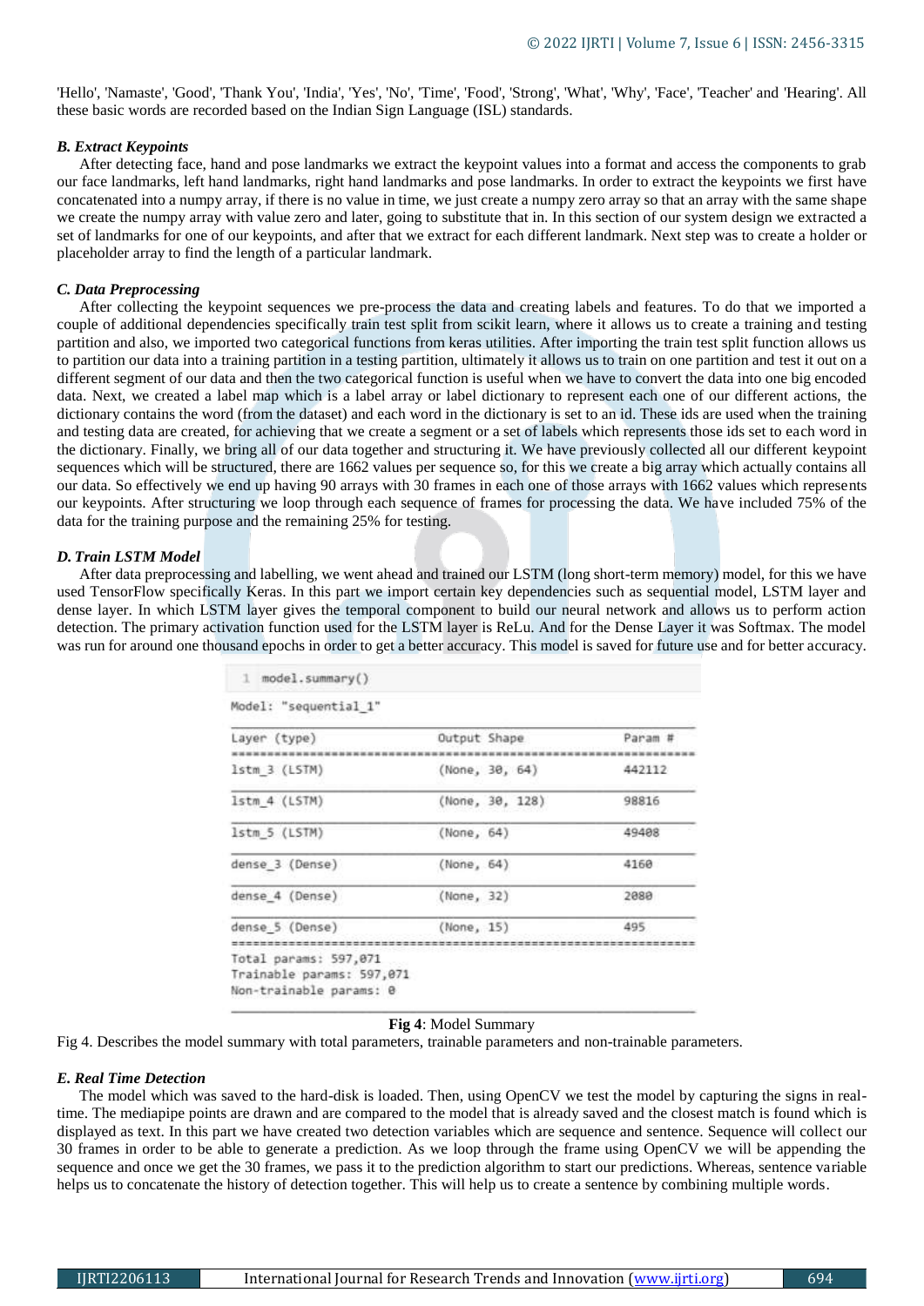'Hello', 'Namaste', 'Good', 'Thank You', 'India', 'Yes', 'No', 'Time', 'Food', 'Strong', 'What', 'Why', 'Face', 'Teacher' and 'Hearing'. All these basic words are recorded based on the Indian Sign Language (ISL) standards.

### *B. Extract Keypoints*

After detecting face, hand and pose landmarks we extract the keypoint values into a format and access the components to grab our face landmarks, left hand landmarks, right hand landmarks and pose landmarks. In order to extract the keypoints we first have concatenated into a numpy array, if there is no value in time, we just create a numpy zero array so that an array with the same shape we create the numpy array with value zero and later, going to substitute that in. In this section of our system design we extracted a set of landmarks for one of our keypoints, and after that we extract for each different landmark. Next step was to create a holder or placeholder array to find the length of a particular landmark.

### *C. Data Preprocessing*

After collecting the keypoint sequences we pre-process the data and creating labels and features. To do that we imported a couple of additional dependencies specifically train test split from scikit learn, where it allows us to create a training and testing partition and also, we imported two categorical functions from keras utilities. After importing the train test split function allows us to partition our data into a training partition in a testing partition, ultimately it allows us to train on one partition and test it out on a different segment of our data and then the two categorical function is useful when we have to convert the data into one big encoded data. Next, we created a label map which is a label array or label dictionary to represent each one of our different actions, the dictionary contains the word (from the dataset) and each word in the dictionary is set to an id. These ids are used when the training and testing data are created, for achieving that we create a segment or a set of labels which represents those ids set to each word in the dictionary. Finally, we bring all of our data together and structuring it. We have previously collected all our different keypoint sequences which will be structured, there are 1662 values per sequence so, for this we create a big array which actually contains all our data. So effectively we end up having 90 arrays with 30 frames in each one of those arrays with 1662 values which represents our keypoints. After structuring we loop through each sequence of frames for processing the data. We have included 75% of the data for the training purpose and the remaining 25% for testing.

### *D. Train LSTM Model*

After data preprocessing and labelling, we went ahead and trained our LSTM (long short-term memory) model, for this we have used TensorFlow specifically Keras. In this part we import certain key dependencies such as sequential model, LSTM layer and dense layer. In which LSTM layer gives the temporal component to build our neural network and allows us to perform action detection. The primary activation function used for the LSTM layer is ReLu. And for the Dense Layer it was Softmax. The model was run for around one thousand epochs in order to get a better accuracy. This model is saved for future use and for better accuracy.

```
1 model.summary()

Model: "sequential_1"
_________________________________________________________________
Layer (type)                 Output Shape              Param #
=================================================================
lstm_3 (LSTM)                (None, 30, 64)            442112
_________________________________________________________________
lstm_4 (LSTM)                (None, 30, 128)           98816
_________________________________________________________________
lstm_5 (LSTM)                (None, 64)                49408
_________________________________________________________________
dense_3 (Dense)              (None, 64)                4160
_________________________________________________________________
dense_4 (Dense)              (None, 32)                2080
_________________________________________________________________
dense_5 (Dense)              (None, 15)                495
=================================================================
Total params: 597,071
Trainable params: 597,071
Non-trainable params: 0
_________________________________________________________________
```

**Fig 4**: Model Summary

Fig 4. Describes the model summary with total parameters, trainable parameters and non-trainable parameters.

### *E. Real Time Detection*

The model which was saved to the hard-disk is loaded. Then, using OpenCV we test the model by capturing the signs in real-time. The mediapipe points are drawn and are compared to the model that is already saved and the closest match is found which is displayed as text. In this part we have created two detection variables which are sequence and sentence. Sequence will collect our 30 frames in order to be able to generate a prediction. As we loop through the frame using OpenCV we will be appending the sequence and once we get the 30 frames, we pass it to the prediction algorithm to start our predictions. Whereas, sentence variable helps us to concatenate the history of detection together. This will help us to create a sentence by combining multiple words.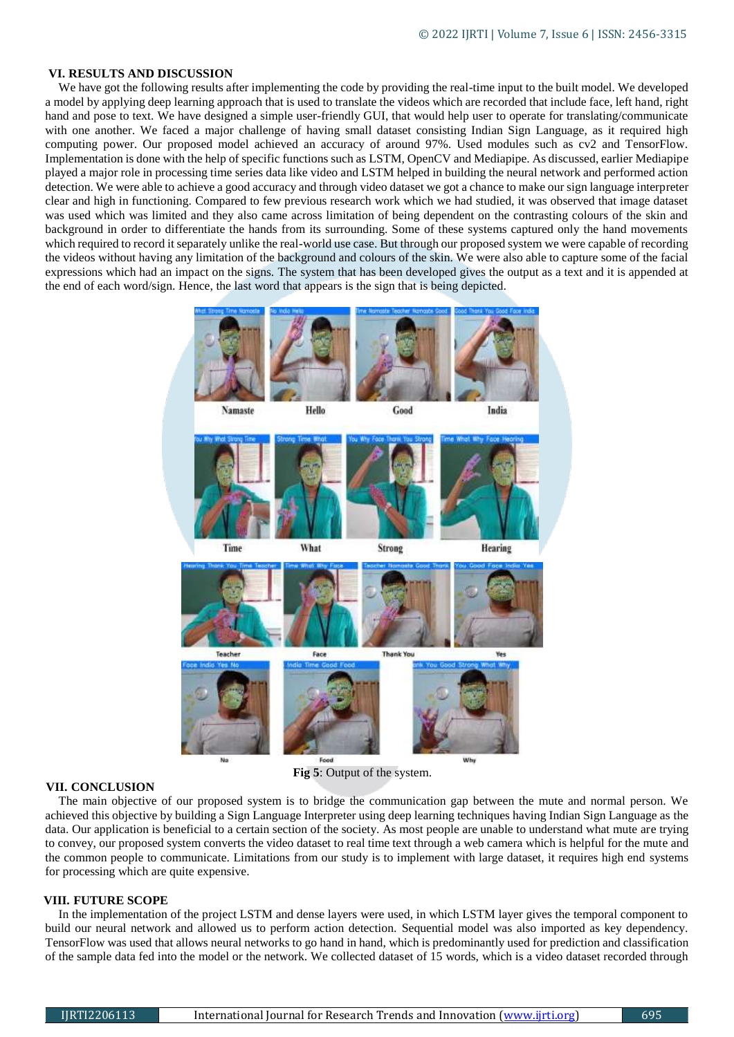## VI. RESULTS AND DISCUSSION

We have got the following results after implementing the code by providing the real-time input to the built model. We developed a model by applying deep learning approach that is used to translate the videos which are recorded that include face, left hand, right hand and pose to text. We have designed a simple user-friendly GUI, that would help user to operate for translating/communicate with one another. We faced a major challenge of having small dataset consisting Indian Sign Language, as it required high computing power. Our proposed model achieved an accuracy of around 97%. Used modules such as cv2 and TensorFlow. Implementation is done with the help of specific functions such as LSTM, OpenCV and Mediapipe. As discussed, earlier Mediapipe played a major role in processing time series data like video and LSTM helped in building the neural network and performed action detection. We were able to achieve a good accuracy and through video dataset we got a chance to make our sign language interpreter clear and high in functioning. Compared to few previous research work which we had studied, it was observed that image dataset was used which was limited and they also came across limitation of being dependent on the contrasting colours of the skin and background in order to differentiate the hands from its surrounding. Some of these systems captured only the hand movements which required to record it separately unlike the real-world use case. But through our proposed system we were capable of recording the videos without having any limitation of the background and colours of the skin. We were also able to capture some of the facial expressions which had an impact on the signs. The system that has been developed gives the output as a text and it is appended at the end of each word/sign. Hence, the last word that appears is the sign that is being depicted.

**Fig 5**: Output of the system.

## VII. CONCLUSION

The main objective of our proposed system is to bridge the communication gap between the mute and normal person. We achieved this objective by building a Sign Language Interpreter using deep learning techniques having Indian Sign Language as the data. Our application is beneficial to a certain section of the society. As most people are unable to understand what mute are trying to convey, our proposed system converts the video dataset to real time text through a web camera which is helpful for the mute and the common people to communicate. Limitations from our study is to implement with large dataset, it requires high end systems for processing which are quite expensive.

## VIII. FUTURE SCOPE

In the implementation of the project LSTM and dense layers were used, in which LSTM layer gives the temporal component to build our neural network and allowed us to perform action detection. Sequential model was also imported as key dependency. TensorFlow was used that allows neural networks to go hand in hand, which is predominantly used for prediction and classification of the sample data fed into the model or the network. We collected dataset of 15 words, which is a video dataset recorded through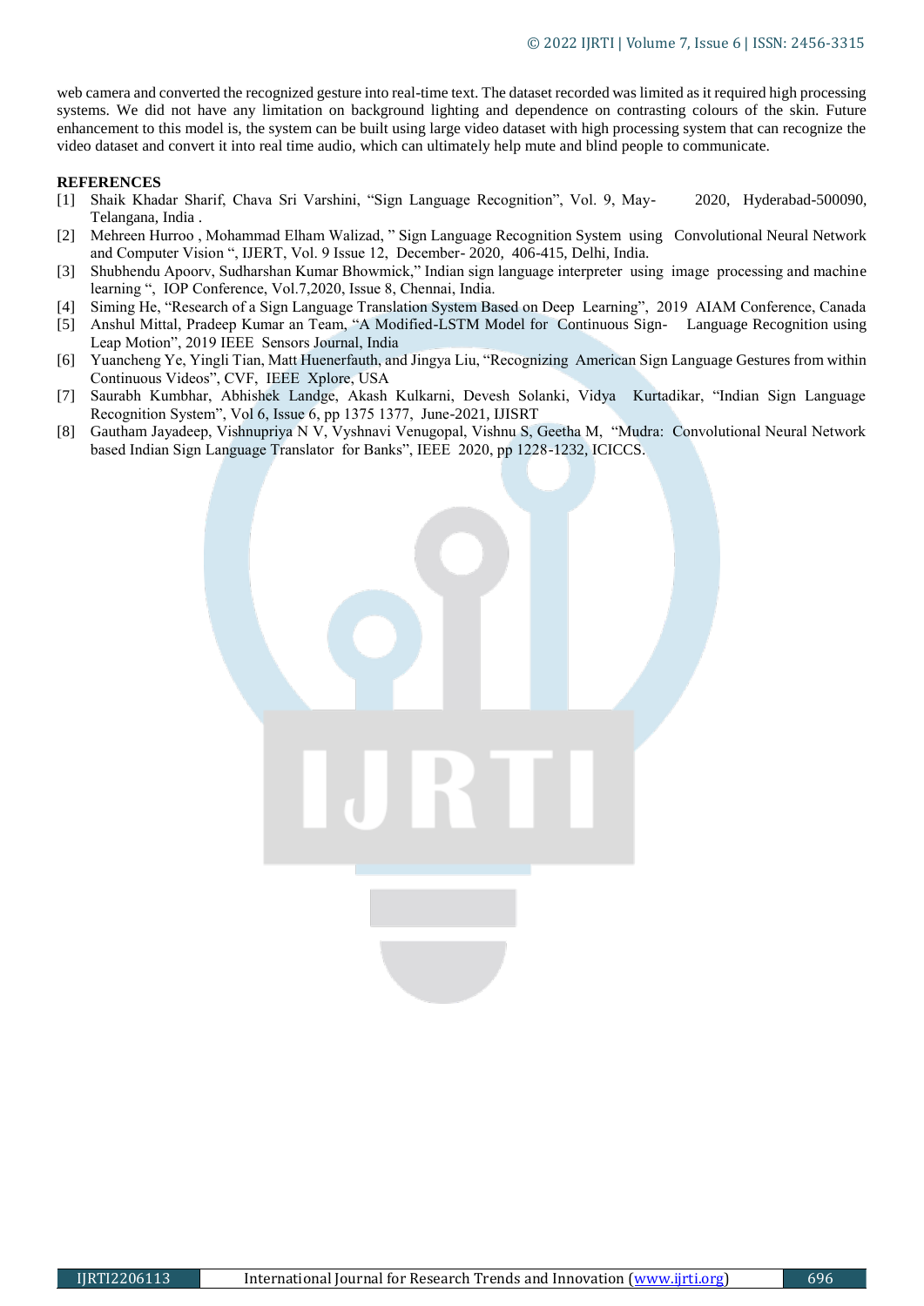web camera and converted the recognized gesture into real-time text. The dataset recorded was limited as it required high processing systems. We did not have any limitation on background lighting and dependence on contrasting colours of the skin. Future enhancement to this model is, the system can be built using large video dataset with high processing system that can recognize the video dataset and convert it into real time audio, which can ultimately help mute and blind people to communicate.

**REFERENCES**

[1] Shaik Khadar Sharif, Chava Sri Varshini, "Sign Language Recognition", Vol. 9, May- 2020, Hyderabad-500090, Telangana, India .

[2] Mehreen Hurroo , Mohammad Elham Walizad, " Sign Language Recognition System using Convolutional Neural Network and Computer Vision ", IJERT, Vol. 9 Issue 12, December- 2020, 406-415, Delhi, India.

[3] Shubhendu Apoorv, Sudharshan Kumar Bhowmick," Indian sign language interpreter using image processing and machine learning ", IOP Conference, Vol.7,2020, Issue 8, Chennai, India.

[4] Siming He, "Research of a Sign Language Translation System Based on Deep Learning", 2019 AIAM Conference, Canada

[5] Anshul Mittal, Pradeep Kumar an Team, "A Modified-LSTM Model for Continuous Sign- Language Recognition using Leap Motion", 2019 IEEE Sensors Journal, India

[6] Yuancheng Ye, Yingli Tian, Matt Huenerfauth, and Jingya Liu, "Recognizing American Sign Language Gestures from within Continuous Videos", CVF, IEEE Xplore, USA

[7] Saurabh Kumbhar, Abhishek Landge, Akash Kulkarni, Devesh Solanki, Vidya Kurtadikar, "Indian Sign Language Recognition System", Vol 6, Issue 6, pp 1375 1377, June-2021, IJISRT

[8] Gautham Jayadeep, Vishnupriya N V, Vyshnavi Venugopal, Vishnu S, Geetha M, "Mudra: Convolutional Neural Network based Indian Sign Language Translator for Banks", IEEE 2020, pp 1228-1232, ICICCS.